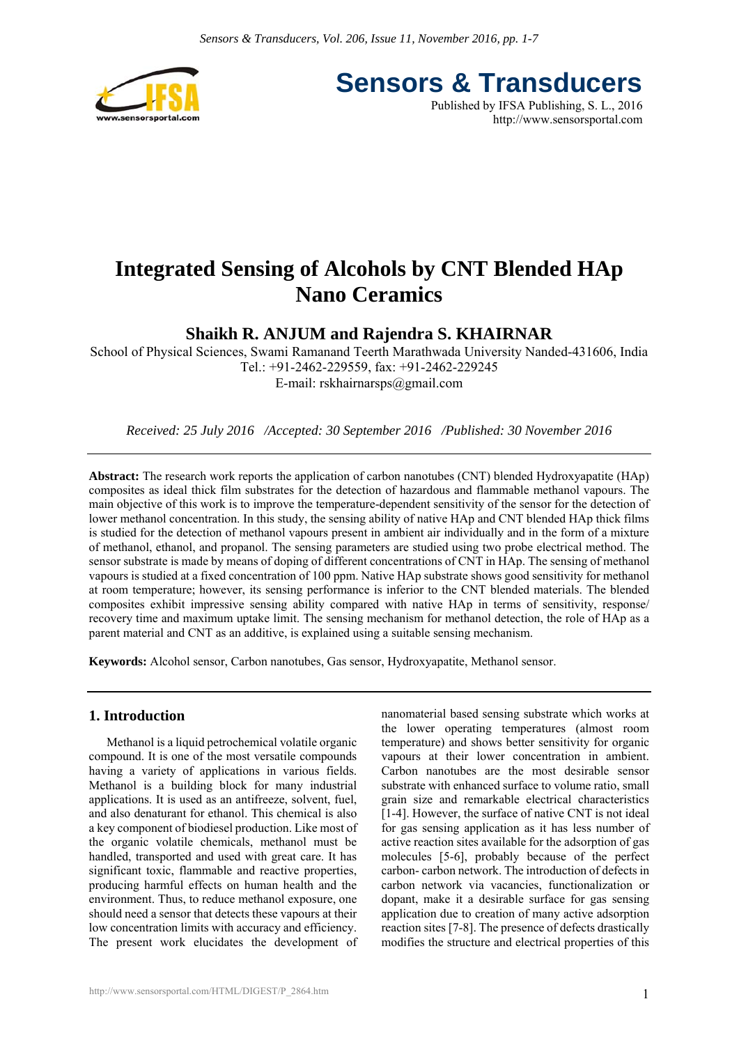# Integrated Sensing of Alcohols by CNT Blended HAp Nano Ceramics

## Shaikh R. ANJUM and Rajendra S. KHAIRNAR

School of Physical Sciences, Swami Ramanand Teerth Marathwada University Nanded-431606, India
Tel.: +91-2462-229559, fax: +91-2462-229245
E-mail: rskhairnarsps@gmail.com

*Received: 25 July 2016 /Accepted: 30 September 2016 /Published: 30 November 2016*

**Abstract:** The research work reports the application of carbon nanotubes (CNT) blended Hydroxyapatite (HAp) composites as ideal thick film substrates for the detection of hazardous and flammable methanol vapours. The main objective of this work is to improve the temperature-dependent sensitivity of the sensor for the detection of lower methanol concentration. In this study, the sensing ability of native HAp and CNT blended HAp thick films is studied for the detection of methanol vapours present in ambient air individually and in the form of a mixture of methanol, ethanol, and propanol. The sensing parameters are studied using two probe electrical method. The sensor substrate is made by means of doping of different concentrations of CNT in HAp. The sensing of methanol vapours is studied at a fixed concentration of 100 ppm. Native HAp substrate shows good sensitivity for methanol at room temperature; however, its sensing performance is inferior to the CNT blended materials. The blended composites exhibit impressive sensing ability compared with native HAp in terms of sensitivity, response/recovery time and maximum uptake limit. The sensing mechanism for methanol detection, the role of HAp as a parent material and CNT as an additive, is explained using a suitable sensing mechanism.

**Keywords:** Alcohol sensor, Carbon nanotubes, Gas sensor, Hydroxyapatite, Methanol sensor.

## 1. Introduction

Methanol is a liquid petrochemical volatile organic compound. It is one of the most versatile compounds having a variety of applications in various fields. Methanol is a building block for many industrial applications. It is used as an antifreeze, solvent, fuel, and also denaturant for ethanol. This chemical is also a key component of biodiesel production. Like most of the organic volatile chemicals, methanol must be handled, transported and used with great care. It has significant toxic, flammable and reactive properties, producing harmful effects on human health and the environment. Thus, to reduce methanol exposure, one should need a sensor that detects these vapours at their low concentration limits with accuracy and efficiency. The present work elucidates the development of nanomaterial based sensing substrate which works at the lower operating temperatures (almost room temperature) and shows better sensitivity for organic vapours at their lower concentration in ambient. Carbon nanotubes are the most desirable sensor substrate with enhanced surface to volume ratio, small grain size and remarkable electrical characteristics [1-4]. However, the surface of native CNT is not ideal for gas sensing application as it has less number of active reaction sites available for the adsorption of gas molecules [5-6], probably because of the perfect carbon- carbon network. The introduction of defects in carbon network via vacancies, functionalization or dopant, make it a desirable surface for gas sensing application due to creation of many active adsorption reaction sites [7-8]. The presence of defects drastically modifies the structure and electrical properties of this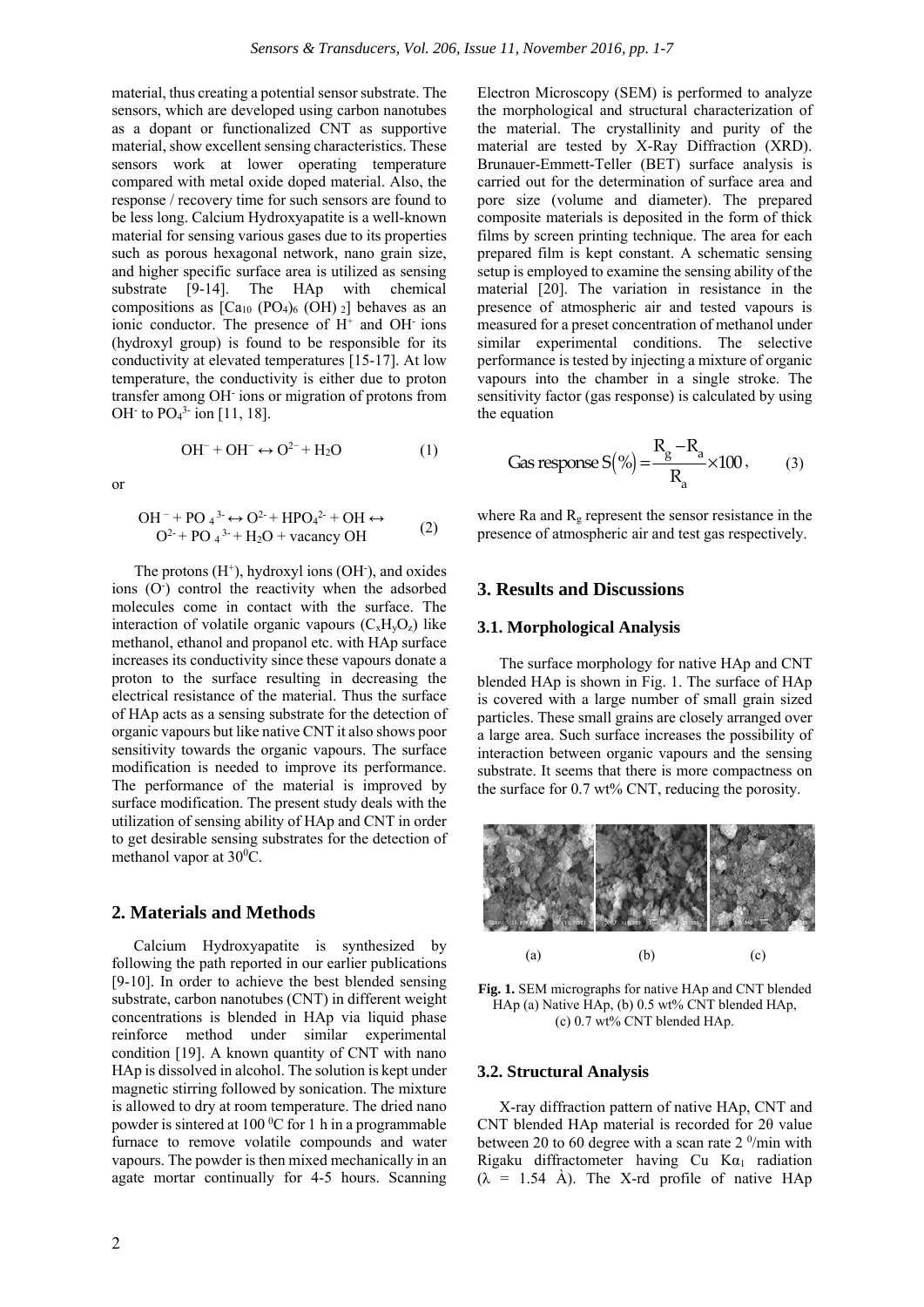material, thus creating a potential sensor substrate. The sensors, which are developed using carbon nanotubes as a dopant or functionalized CNT as supportive material, show excellent sensing characteristics. These sensors work at lower operating temperature compared with metal oxide doped material. Also, the response / recovery time for such sensors are found to be less long. Calcium Hydroxyapatite is a well-known material for sensing various gases due to its properties such as porous hexagonal network, nano grain size, and higher specific surface area is utilized as sensing substrate [9-14]. The HAp with chemical compositions as $[Ca_{10}(PO_4)_6(OH)_2]$ behaves as an ionic conductor. The presence of $H^+$ and $OH^-$ ions (hydroxyl group) is found to be responsible for its conductivity at elevated temperatures [15-17]. At low temperature, the conductivity is either due to proton transfer among $OH^-$ ions or migration of protons from $OH^-$ to $PO_4^{3-}$ ion [11, 18].

$$OH^- + OH^- \leftrightarrow O^{2-} + H_2O \quad (1)$$

or

$$OH^- + PO_4^{3-} \leftrightarrow O^{2-} + HPO_4^{2-} + OH \leftrightarrow O^{2-} + PO_4^{3-} + H_2O + \text{vacancy OH} \quad (2)$$

The protons ($H^+$), hydroxyl ions ($OH^-$), and oxides ions ($O^-$) control the reactivity when the adsorbed molecules come in contact with the surface. The interaction of volatile organic vapours ($C_xH_yO_z$) like methanol, ethanol and propanol etc. with HAp surface increases its conductivity since these vapours donate a proton to the surface resulting in decreasing the electrical resistance of the material. Thus the surface of HAp acts as a sensing substrate for the detection of organic vapours but like native CNT it also shows poor sensitivity towards the organic vapours. The surface modification is needed to improve its performance. The performance of the material is improved by surface modification. The present study deals with the utilization of sensing ability of HAp and CNT in order to get desirable sensing substrates for the detection of methanol vapor at $30^0$C.

## 2. Materials and Methods

Calcium Hydroxyapatite is synthesized by following the path reported in our earlier publications [9-10]. In order to achieve the best blended sensing substrate, carbon nanotubes (CNT) in different weight concentrations is blended in HAp via liquid phase reinforce method under similar experimental condition [19]. A known quantity of CNT with nano HAp is dissolved in alcohol. The solution is kept under magnetic stirring followed by sonication. The mixture is allowed to dry at room temperature. The dried nano powder is sintered at 100 $^0$C for 1 h in a programmable furnace to remove volatile compounds and water vapours. The powder is then mixed mechanically in an agate mortar continually for 4-5 hours. Scanning Electron Microscopy (SEM) is performed to analyze the morphological and structural characterization of the material. The crystallinity and purity of the material are tested by X-Ray Diffraction (XRD). Brunauer-Emmett-Teller (BET) surface analysis is carried out for the determination of surface area and pore size (volume and diameter). The prepared composite materials is deposited in the form of thick films by screen printing technique. The area for each prepared film is kept constant. A schematic sensing setup is employed to examine the sensing ability of the material [20]. The variation in resistance in the presence of atmospheric air and tested vapours is measured for a preset concentration of methanol under similar experimental conditions. The selective performance is tested by injecting a mixture of organic vapours into the chamber in a single stroke. The sensitivity factor (gas response) is calculated by using the equation

$$\text{Gas response } S(\%) = \frac{R_g - R_a}{R_a} \times 100, \quad (3)$$

where Ra and $R_g$ represent the sensor resistance in the presence of atmospheric air and test gas respectively.

## 3. Results and Discussions

### 3.1. Morphological Analysis

The surface morphology for native HAp and CNT blended HAp is shown in Fig. 1. The surface of HAp is covered with a large number of small grain sized particles. These small grains are closely arranged over a large area. Such surface increases the possibility of interaction between organic vapours and the sensing substrate. It seems that there is more compactness on the surface for 0.7 wt% CNT, reducing the porosity.

(a) (b) (c)

**Fig. 1.** SEM micrographs for native HAp and CNT blended HAp (a) Native HAp, (b) 0.5 wt% CNT blended HAp, (c) 0.7 wt% CNT blended HAp.

### 3.2. Structural Analysis

X-ray diffraction pattern of native HAp, CNT and CNT blended HAp material is recorded for 2θ value between 20 to 60 degree with a scan rate 2 $^0$/min with Rigaku diffractometer having Cu $K\alpha_1$ radiation ($\lambda$ = 1.54 Å). The X-rd profile of native HAp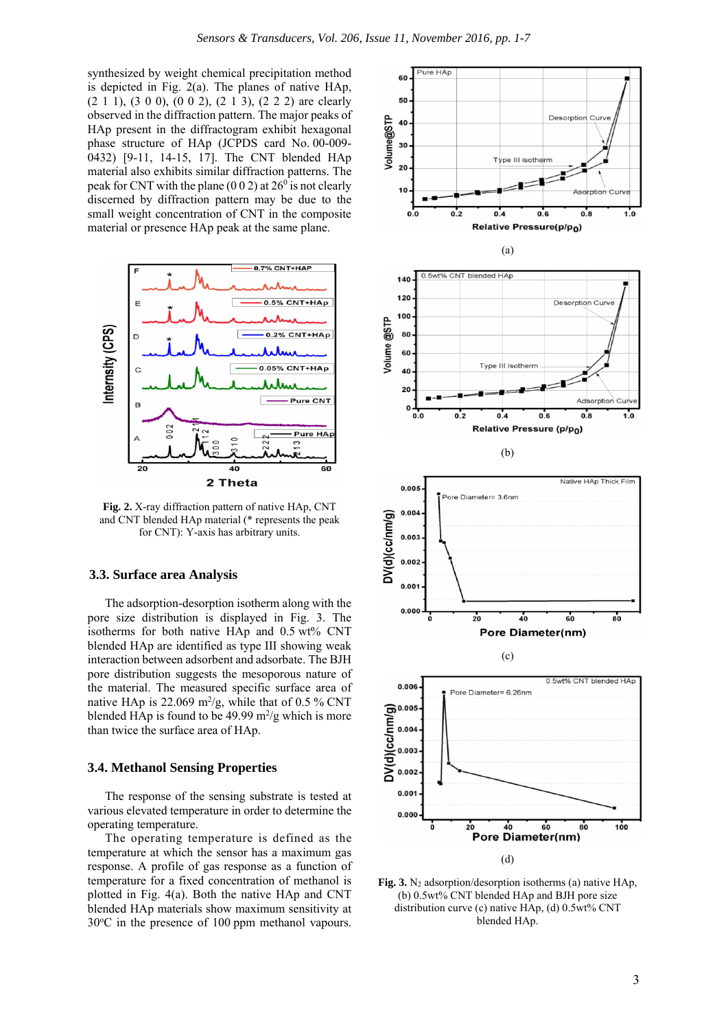synthesized by weight chemical precipitation method is depicted in Fig. 2(a). The planes of native HAp, (2 1 1), (3 0 0), (0 0 2), (2 1 3), (2 2 2) are clearly observed in the diffraction pattern. The major peaks of HAp present in the diffractogram exhibit hexagonal phase structure of HAp (JCPDS card No. 00-009-0432) [9-11, 14-15, 17]. The CNT blended HAp material also exhibits similar diffraction patterns. The peak for CNT with the plane (0 0 2) at $26^0$ is not clearly discerned by diffraction pattern may be due to the small weight concentration of CNT in the composite material or presence HAp peak at the same plane.

**Fig. 2.** X-ray diffraction pattern of native HAp, CNT and CNT blended HAp material (* represents the peak for CNT): Y-axis has arbitrary units.

### 3.3. Surface area Analysis

The adsorption-desorption isotherm along with the pore size distribution is displayed in Fig. 3. The isotherms for both native HAp and 0.5 wt% CNT blended HAp are identified as type III showing weak interaction between adsorbent and adsorbate. The BJH pore distribution suggests the mesoporous nature of the material. The measured specific surface area of native HAp is 22.069 $m^2/g$, while that of 0.5 % CNT blended HAp is found to be 49.99 $m^2/g$ which is more than twice the surface area of HAp.

### 3.4. Methanol Sensing Properties

The response of the sensing substrate is tested at various elevated temperature in order to determine the operating temperature.

The operating temperature is defined as the temperature at which the sensor has a maximum gas response. A profile of gas response as a function of temperature for a fixed concentration of methanol is plotted in Fig. 4(a). Both the native HAp and CNT blended HAp materials show maximum sensitivity at 30°C in the presence of 100 ppm methanol vapours.

(a)

(b)

(c)

(d)

**Fig. 3.** $N_2$ adsorption/desorption isotherms (a) native HAp, (b) 0.5wt% CNT blended HAp and BJH pore size distribution curve (c) native HAp, (d) 0.5wt% CNT blended HAp.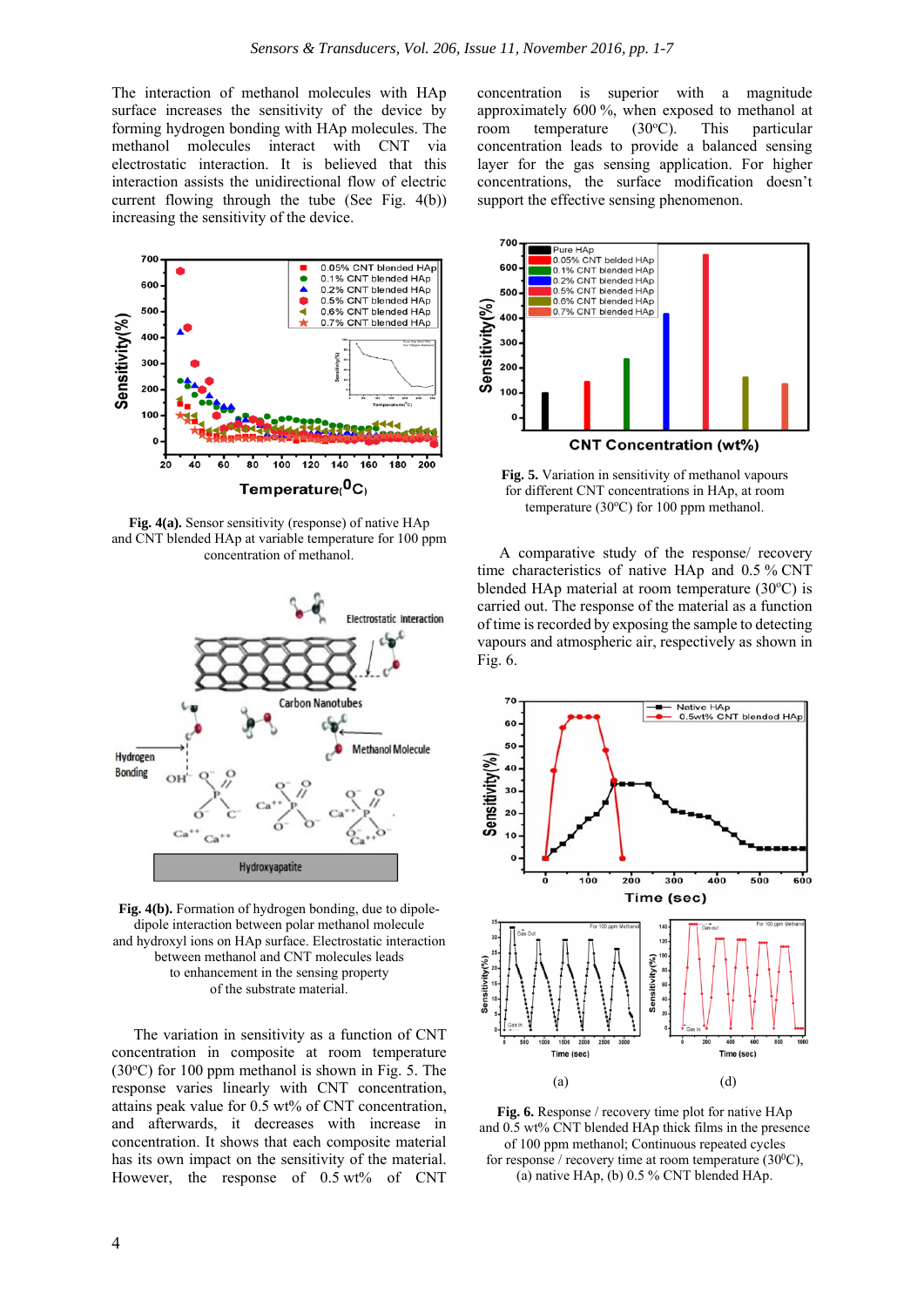The interaction of methanol molecules with HAp surface increases the sensitivity of the device by forming hydrogen bonding with HAp molecules. The methanol molecules interact with CNT via electrostatic interaction. It is believed that this interaction assists the unidirectional flow of electric current flowing through the tube (See Fig. 4(b)) increasing the sensitivity of the device.

**Fig. 4(a).** Sensor sensitivity (response) of native HAp and CNT blended HAp at variable temperature for 100 ppm concentration of methanol.

**Fig. 4(b).** Formation of hydrogen bonding, due to dipole-dipole interaction between polar methanol molecule and hydroxyl ions on HAp surface. Electrostatic interaction between methanol and CNT molecules leads to enhancement in the sensing property of the substrate material.

The variation in sensitivity as a function of CNT concentration in composite at room temperature (30°C) for 100 ppm methanol is shown in Fig. 5. The response varies linearly with CNT concentration, attains peak value for 0.5 wt% of CNT concentration, and afterwards, it decreases with increase in concentration. It shows that each composite material has its own impact on the sensitivity of the material. However, the response of 0.5 wt% of CNT concentration is superior with a magnitude approximately 600 %, when exposed to methanol at room temperature (30°C). This particular concentration leads to provide a balanced sensing layer for the gas sensing application. For higher concentrations, the surface modification doesn't support the effective sensing phenomenon.

**Fig. 5.** Variation in sensitivity of methanol vapours for different CNT concentrations in HAp, at room temperature (30°C) for 100 ppm methanol.

A comparative study of the response/ recovery time characteristics of native HAp and 0.5 % CNT blended HAp material at room temperature (30°C) is carried out. The response of the material as a function of time is recorded by exposing the sample to detecting vapours and atmospheric air, respectively as shown in Fig. 6.

(a) (d)

**Fig. 6.** Response / recovery time plot for native HAp and 0.5 wt% CNT blended HAp thick films in the presence of 100 ppm methanol; Continuous repeated cycles for response / recovery time at room temperature (30°C), (a) native HAp, (b) 0.5 % CNT blended HAp.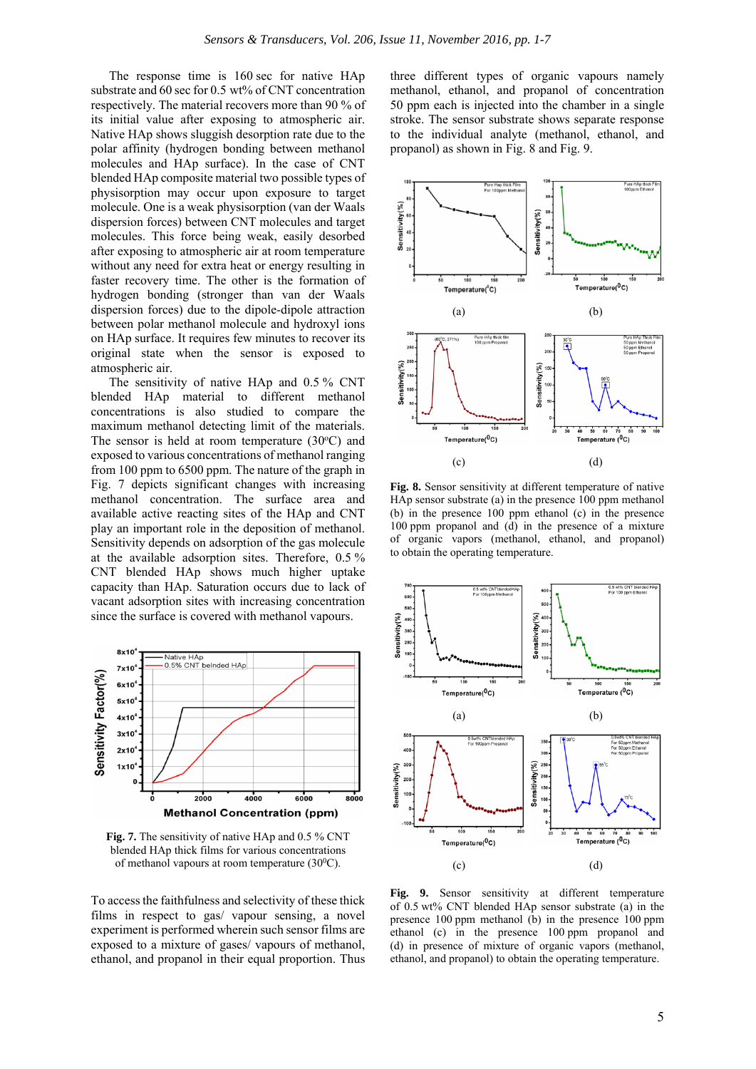The response time is 160 sec for native HAp substrate and 60 sec for 0.5 wt% of CNT concentration respectively. The material recovers more than 90 % of its initial value after exposing to atmospheric air. Native HAp shows sluggish desorption rate due to the polar affinity (hydrogen bonding between methanol molecules and HAp surface). In the case of CNT blended HAp composite material two possible types of physisorption may occur upon exposure to target molecule. One is a weak physisorption (van der Waals dispersion forces) between CNT molecules and target molecules. This force being weak, easily desorbed after exposing to atmospheric air at room temperature without any need for extra heat or energy resulting in faster recovery time. The other is the formation of hydrogen bonding (stronger than van der Waals dispersion forces) due to the dipole-dipole attraction between polar methanol molecule and hydroxyl ions on HAp surface. It requires few minutes to recover its original state when the sensor is exposed to atmospheric air.

The sensitivity of native HAp and 0.5 % CNT blended HAp material to different methanol concentrations is also studied to compare the maximum methanol detecting limit of the materials. The sensor is held at room temperature (30°C) and exposed to various concentrations of methanol ranging from 100 ppm to 6500 ppm. The nature of the graph in Fig. 7 depicts significant changes with increasing methanol concentration. The surface area and available active reacting sites of the HAp and CNT play an important role in the deposition of methanol. Sensitivity depends on adsorption of the gas molecule at the available adsorption sites. Therefore, 0.5 % CNT blended HAp shows much higher uptake capacity than HAp. Saturation occurs due to lack of vacant adsorption sites with increasing concentration since the surface is covered with methanol vapours.

**Fig. 7.** The sensitivity of native HAp and 0.5 % CNT blended HAp thick films for various concentrations of methanol vapours at room temperature (30°C).

To access the faithfulness and selectivity of these thick films in respect to gas/ vapour sensing, a novel experiment is performed wherein such sensor films are exposed to a mixture of gases/ vapours of methanol, ethanol, and propanol in their equal proportion. Thus three different types of organic vapours namely methanol, ethanol, and propanol of concentration 50 ppm each is injected into the chamber in a single stroke. The sensor substrate shows separate response to the individual analyte (methanol, ethanol, and propanol) as shown in Fig. 8 and Fig. 9.

**Fig. 8.** Sensor sensitivity at different temperature of native HAp sensor substrate (a) in the presence 100 ppm methanol (b) in the presence 100 ppm ethanol (c) in the presence 100 ppm propanol and (d) in the presence of a mixture of organic vapors (methanol, ethanol, and propanol) to obtain the operating temperature.

**Fig. 9.** Sensor sensitivity at different temperature of 0.5 wt% CNT blended HAp sensor substrate (a) in the presence 100 ppm methanol (b) in the presence 100 ppm ethanol (c) in the presence 100 ppm propanol and (d) in presence of mixture of organic vapors (methanol, ethanol, and propanol) to obtain the operating temperature.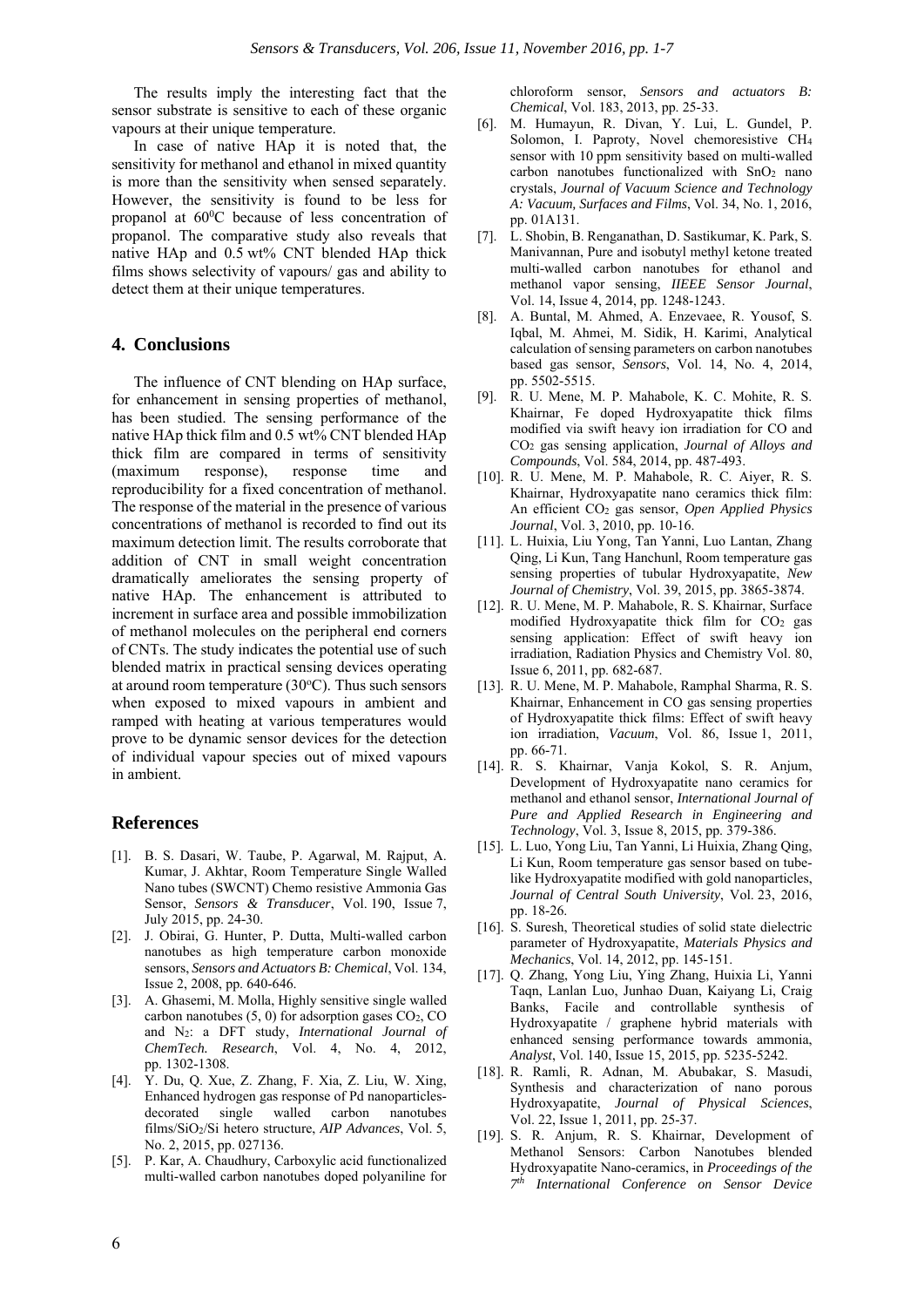The results imply the interesting fact that the sensor substrate is sensitive to each of these organic vapours at their unique temperature.

In case of native HAp it is noted that, the sensitivity for methanol and ethanol in mixed quantity is more than the sensitivity when sensed separately. However, the sensitivity is found to be less for propanol at $60^0$C because of less concentration of propanol. The comparative study also reveals that native HAp and 0.5 wt% CNT blended HAp thick films shows selectivity of vapours/ gas and ability to detect them at their unique temperatures.

## 4. Conclusions

The influence of CNT blending on HAp surface, for enhancement in sensing properties of methanol, has been studied. The sensing performance of the native HAp thick film and 0.5 wt% CNT blended HAp thick film are compared in terms of sensitivity (maximum response), response time and reproducibility for a fixed concentration of methanol. The response of the material in the presence of various concentrations of methanol is recorded to find out its maximum detection limit. The results corroborate that addition of CNT in small weight concentration dramatically ameliorates the sensing property of native HAp. The enhancement is attributed to increment in surface area and possible immobilization of methanol molecules on the peripheral end corners of CNTs. The study indicates the potential use of such blended matrix in practical sensing devices operating at around room temperature (30°C). Thus such sensors when exposed to mixed vapours in ambient and ramped with heating at various temperatures would prove to be dynamic sensor devices for the detection of individual vapour species out of mixed vapours in ambient.

## References

[1]. B. S. Dasari, W. Taube, P. Agarwal, M. Rajput, A. Kumar, J. Akhtar, Room Temperature Single Walled Nano tubes (SWCNT) Chemo resistive Ammonia Gas Sensor, *Sensors & Transducer*, Vol. 190, Issue 7, July 2015, pp. 24-30.

[2]. J. Obirai, G. Hunter, P. Dutta, Multi-walled carbon nanotubes as high temperature carbon monoxide sensors, *Sensors and Actuators B: Chemical*, Vol. 134, Issue 2, 2008, pp. 640-646.

[3]. A. Ghasemi, M. Molla, Highly sensitive single walled carbon nanotubes (5, 0) for adsorption gases $CO_2$, CO and $N_2$: a DFT study, *International Journal of ChemTech. Research*, Vol. 4, No. 4, 2012, pp. 1302-1308.

[4]. Y. Du, Q. Xue, Z. Zhang, F. Xia, Z. Liu, W. Xing, Enhanced hydrogen gas response of Pd nanoparticles-decorated single walled carbon nanotubes films/$SiO_2$/Si hetero structure, *AIP Advances*, Vol. 5, No. 2, 2015, pp. 027136.

[5]. P. Kar, A. Chaudhury, Carboxylic acid functionalized multi-walled carbon nanotubes doped polyaniline for chloroform sensor, *Sensors and actuators B: Chemical*, Vol. 183, 2013, pp. 25-33.

[6]. M. Humayun, R. Divan, Y. Lui, L. Gundel, P. Solomon, I. Paproty, Novel chemoresistive $CH_4$ sensor with 10 ppm sensitivity based on multi-walled carbon nanotubes functionalized with $SnO_2$ nano crystals, *Journal of Vacuum Science and Technology A: Vacuum, Surfaces and Films*, Vol. 34, No. 1, 2016, pp. 01A131.

[7]. L. Shobin, B. Renganathan, D. Sastikumar, K. Park, S. Manivannan, Pure and isobutyl methyl ketone treated multi-walled carbon nanotubes for ethanol and methanol vapor sensing, *IIEEE Sensor Journal*, Vol. 14, Issue 4, 2014, pp. 1248-1243.

[8]. A. Buntal, M. Ahmed, A. Enzevaee, R. Yousof, S. Iqbal, M. Ahmei, M. Sidik, H. Karimi, Analytical calculation of sensing parameters on carbon nanotubes based gas sensor, *Sensors*, Vol. 14, No. 4, 2014, pp. 5502-5515.

[9]. R. U. Mene, M. P. Mahabole, K. C. Mohite, R. S. Khairnar, Fe doped Hydroxyapatite thick films modified via swift heavy ion irradiation for CO and $CO_2$ gas sensing application, *Journal of Alloys and Compounds*, Vol. 584, 2014, pp. 487-493.

[10]. R. U. Mene, M. P. Mahabole, R. C. Aiyer, R. S. Khairnar, Hydroxyapatite nano ceramics thick film: An efficient $CO_2$ gas sensor, *Open Applied Physics Journal*, Vol. 3, 2010, pp. 10-16.

[11]. L. Huixia, Liu Yong, Tan Yanni, Luo Lantan, Zhang Qing, Li Kun, Tang Hanchunl, Room temperature gas sensing properties of tubular Hydroxyapatite, *New Journal of Chemistry*, Vol. 39, 2015, pp. 3865-3874.

[12]. R. U. Mene, M. P. Mahabole, R. S. Khairnar, Surface modified Hydroxyapatite thick film for $CO_2$ gas sensing application: Effect of swift heavy ion irradiation, Radiation Physics and Chemistry Vol. 80, Issue 6, 2011, pp. 682-687.

[13]. R. U. Mene, M. P. Mahabole, Ramphal Sharma, R. S. Khairnar, Enhancement in CO gas sensing properties of Hydroxyapatite thick films: Effect of swift heavy ion irradiation, *Vacuum*, Vol. 86, Issue 1, 2011, pp. 66-71.

[14]. R. S. Khairnar, Vanja Kokol, S. R. Anjum, Development of Hydroxyapatite nano ceramics for methanol and ethanol sensor, *International Journal of Pure and Applied Research in Engineering and Technology*, Vol. 3, Issue 8, 2015, pp. 379-386.

[15]. L. Luo, Yong Liu, Tan Yanni, Li Huixia, Zhang Qing, Li Kun, Room temperature gas sensor based on tube-like Hydroxyapatite modified with gold nanoparticles, *Journal of Central South University*, Vol. 23, 2016, pp. 18-26.

[16]. S. Suresh, Theoretical studies of solid state dielectric parameter of Hydroxyapatite, *Materials Physics and Mechanics*, Vol. 14, 2012, pp. 145-151.

[17]. Q. Zhang, Yong Liu, Ying Zhang, Huixia Li, Yanni Taqn, Lanlan Luo, Junhao Duan, Kaiyang Li, Craig Banks, Facile and controllable synthesis of Hydroxyapatite / graphene hybrid materials with enhanced sensing performance towards ammonia, *Analyst*, Vol. 140, Issue 15, 2015, pp. 5235-5242.

[18]. R. Ramli, R. Adnan, M. Abubakar, S. Masudi, Synthesis and characterization of nano porous Hydroxyapatite, *Journal of Physical Sciences*, Vol. 22, Issue 1, 2011, pp. 25-37.

[19]. S. R. Anjum, R. S. Khairnar, Development of Methanol Sensors: Carbon Nanotubes blended Hydroxyapatite Nano-ceramics, in *Proceedings of the 7th International Conference on Sensor Device*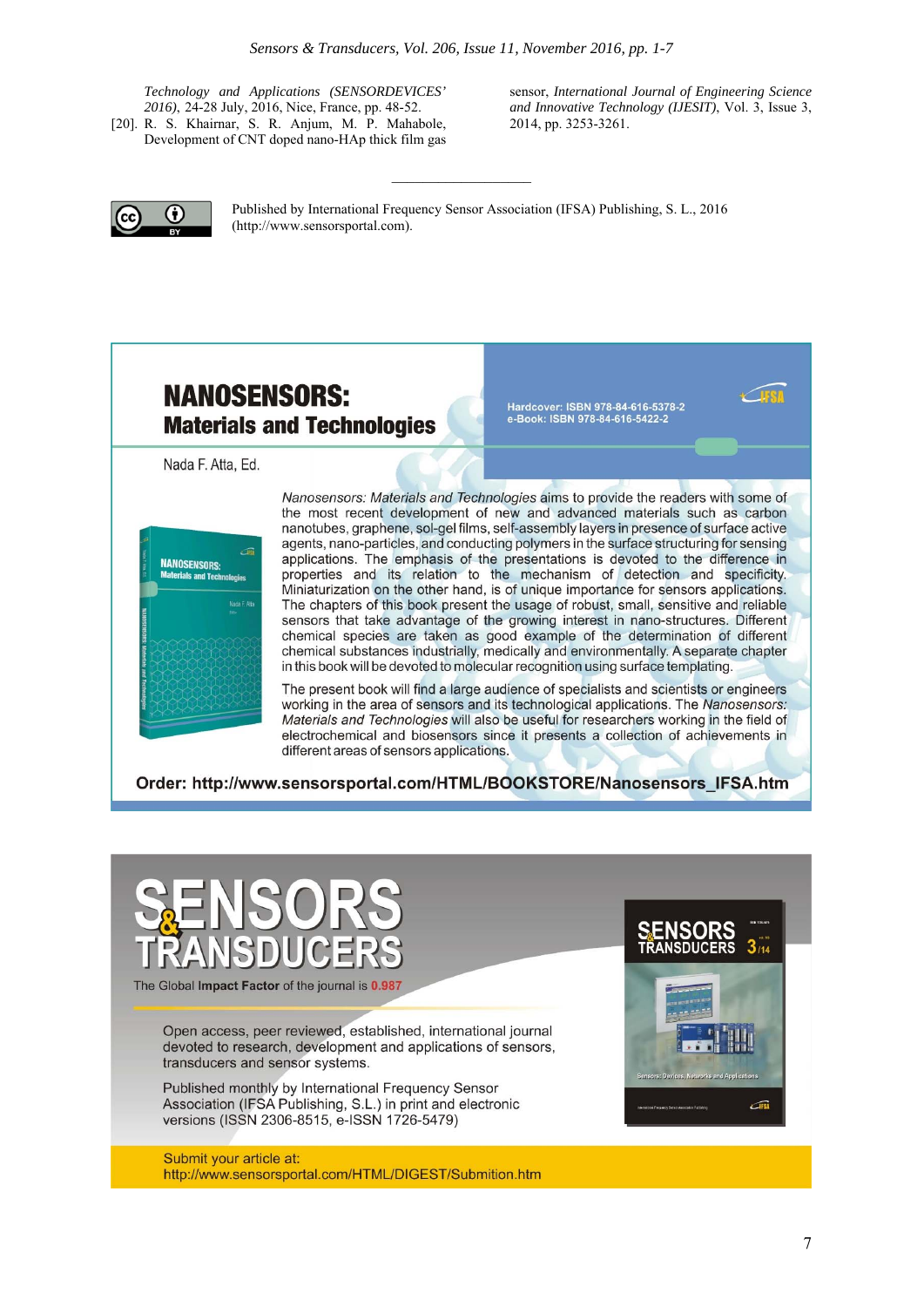Technology and Applications (SENSORDEVICES' 2016)*, 24-28 July, 2016, Nice, France, pp. 48-52.

[20]. R. S. Khairnar, S. R. Anjum, M. P. Mahabole, Development of CNT doped nano-HAp thick film gas sensor, *International Journal of Engineering Science and Innovative Technology (IJESIT)*, Vol. 3, Issue 3, 2014, pp. 3253-3261.

---

Published by International Frequency Sensor Association (IFSA) Publishing, S. L., 2016 (http://www.sensorsportal.com).

# NANOSENSORS: Materials and Technologies

Hardcover: ISBN 978-84-616-5378-2
e-Book: ISBN 978-84-616-5422-2

Nada F. Atta, Ed.

*Nanosensors: Materials and Technologies* aims to provide the readers with some of the most recent development of new and advanced materials such as carbon nanotubes, graphene, sol-gel films, self-assembly layers in presence of surface active agents, nano-particles, and conducting polymers in the surface structuring for sensing applications. The emphasis of the presentations is devoted to the difference in properties and its relation to the mechanism of detection and specificity. Miniaturization on the other hand, is of unique importance for sensors applications. The chapters of this book present the usage of robust, small, sensitive and reliable sensors that take advantage of the growing interest in nano-structures. Different chemical species are taken as good example of the determination of different chemical substances industrially, medically and environmentally. A separate chapter in this book will be devoted to molecular recognition using surface templating.

The present book will find a large audience of specialists and scientists or engineers working in the area of sensors and its technological applications. The *Nanosensors: Materials and Technologies* will also be useful for researchers working in the field of electrochemical and biosensors since it presents a collection of achievements in different areas of sensors applications.

**Order: http://www.sensorsportal.com/HTML/BOOKSTORE/Nanosensors_IFSA.htm**

# SENSORS & TRANSDUCERS

The Global **Impact Factor** of the journal is **0.987**

Open access, peer reviewed, established, international journal devoted to research, development and applications of sensors, transducers and sensor systems.

Published monthly by International Frequency Sensor Association (IFSA Publishing, S.L.) in print and electronic versions (ISSN 2306-8515, e-ISSN 1726-5479)

Submit your article at:
http://www.sensorsportal.com/HTML/DIGEST/Submition.htm